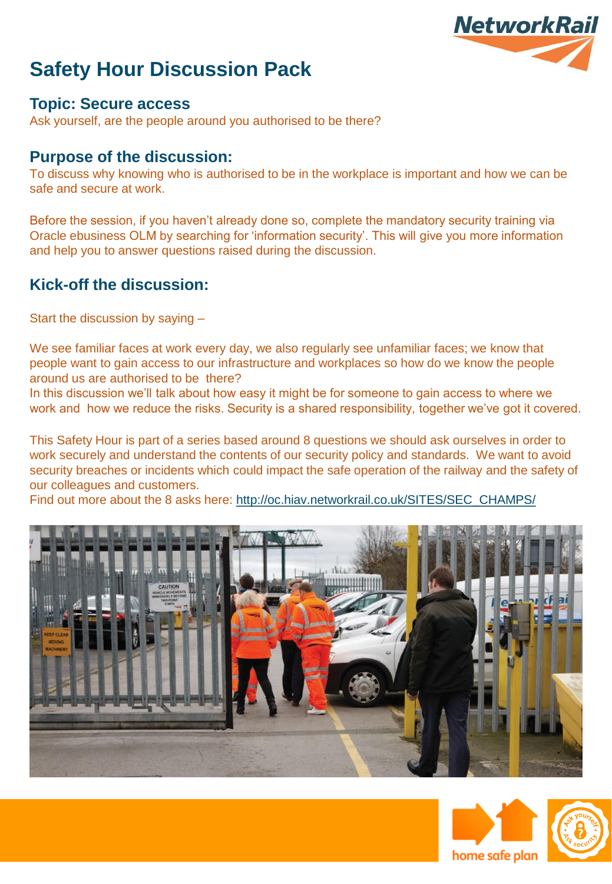# Safety Hour Discussion Pack

## Topic: Secure access

Ask yourself, are the people around you authorised to be there?

## Purpose of the discussion:

To discuss why knowing who is authorised to be in the workplace is important and how we can be safe and secure at work.

Before the session, if you haven't already done so, complete the mandatory security training via Oracle ebusiness OLM by searching for 'information security'. This will give you more information and help you to answer questions raised during the discussion.

## Kick-off the discussion:

Start the discussion by saying –

We see familiar faces at work every day, we also regularly see unfamiliar faces; we know that people want to gain access to our infrastructure and workplaces so how do we know the people around us are authorised to be there?

In this discussion we'll talk about how easy it might be for someone to gain access to where we work and how we reduce the risks. Security is a shared responsibility, together we've got it covered.

This Safety Hour is part of a series based around 8 questions we should ask ourselves in order to work securely and understand the contents of our security policy and standards. We want to avoid security breaches or incidents which could impact the safe operation of the railway and the safety of our colleagues and customers.

Find out more about the 8 asks here: http://oc.hiav.networkrail.co.uk/SITES/SEC_CHAMPS/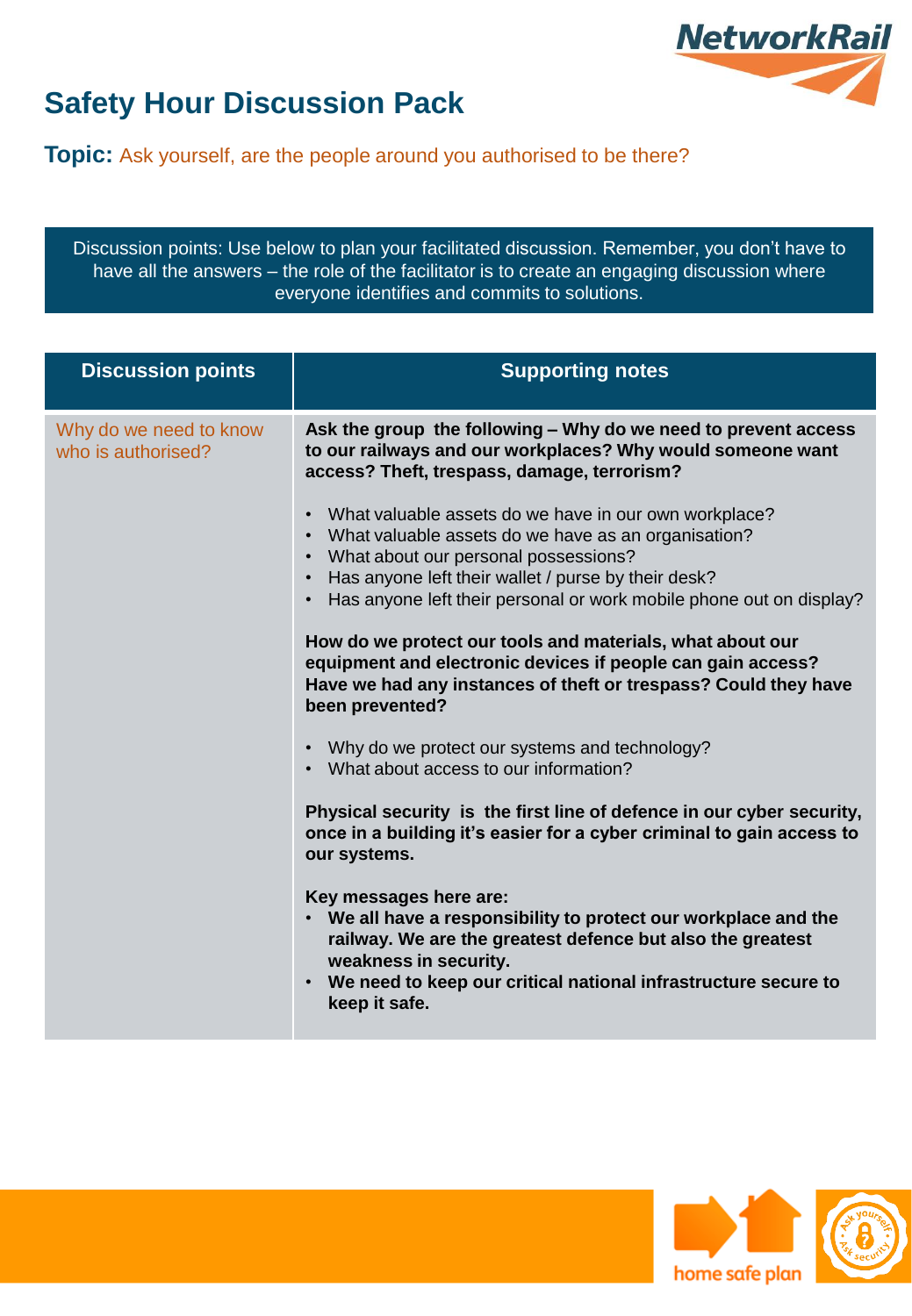# Safety Hour Discussion Pack

**Topic:** Ask yourself, are the people around you authorised to be there?

Discussion points: Use below to plan your facilitated discussion. Remember, you don't have to have all the answers – the role of the facilitator is to create an engaging discussion where everyone identifies and commits to solutions.

| Discussion points | Supporting notes |
|---|---|
| Why do we need to know who is authorised? | **Ask the group the following – Why do we need to prevent access to our railways and our workplaces? Why would someone want access? Theft, trespass, damage, terrorism?**<br><br>• What valuable assets do we have in our own workplace?<br>• What valuable assets do we have as an organisation?<br>• What about our personal possessions?<br>• Has anyone left their wallet / purse by their desk?<br>• Has anyone left their personal or work mobile phone out on display?<br><br>**How do we protect our tools and materials, what about our equipment and electronic devices if people can gain access? Have we had any instances of theft or trespass? Could they have been prevented?**<br><br>• Why do we protect our systems and technology?<br>• What about access to our information?<br><br>**Physical security is the first line of defence in our cyber security, once in a building it's easier for a cyber criminal to gain access to our systems.**<br><br>**Key messages here are:**<br>• **We all have a responsibility to protect our workplace and the railway. We are the greatest defence but also the greatest weakness in security.**<br>• **We need to keep our critical national infrastructure secure to keep it safe.** |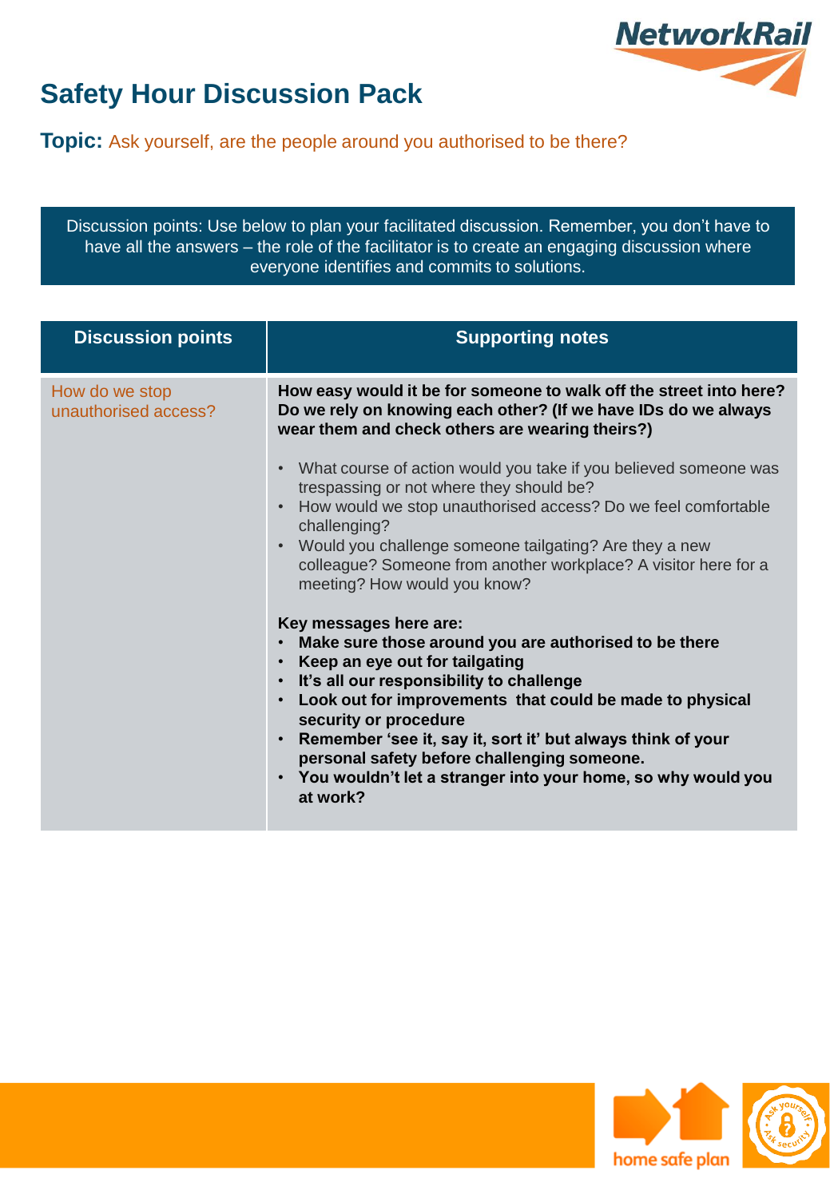# Safety Hour Discussion Pack

**Topic:** Ask yourself, are the people around you authorised to be there?

Discussion points: Use below to plan your facilitated discussion. Remember, you don't have to have all the answers – the role of the facilitator is to create an engaging discussion where everyone identifies and commits to solutions.

| Discussion points | Supporting notes |
|---|---|
| How do we stop unauthorised access? | **How easy would it be for someone to walk off the street into here? Do we rely on knowing each other? (If we have IDs do we always wear them and check others are wearing theirs?)**<br><br>• What course of action would you take if you believed someone was trespassing or not where they should be?<br>• How would we stop unauthorised access? Do we feel comfortable challenging?<br>• Would you challenge someone tailgating? Are they a new colleague? Someone from another workplace? A visitor here for a meeting? How would you know?<br><br>**Key messages here are:**<br>• **Make sure those around you are authorised to be there**<br>• **Keep an eye out for tailgating**<br>• **It's all our responsibility to challenge**<br>• **Look out for improvements that could be made to physical security or procedure**<br>• **Remember 'see it, say it, sort it' but always think of your personal safety before challenging someone.**<br>• **You wouldn't let a stranger into your home, so why would you at work?** |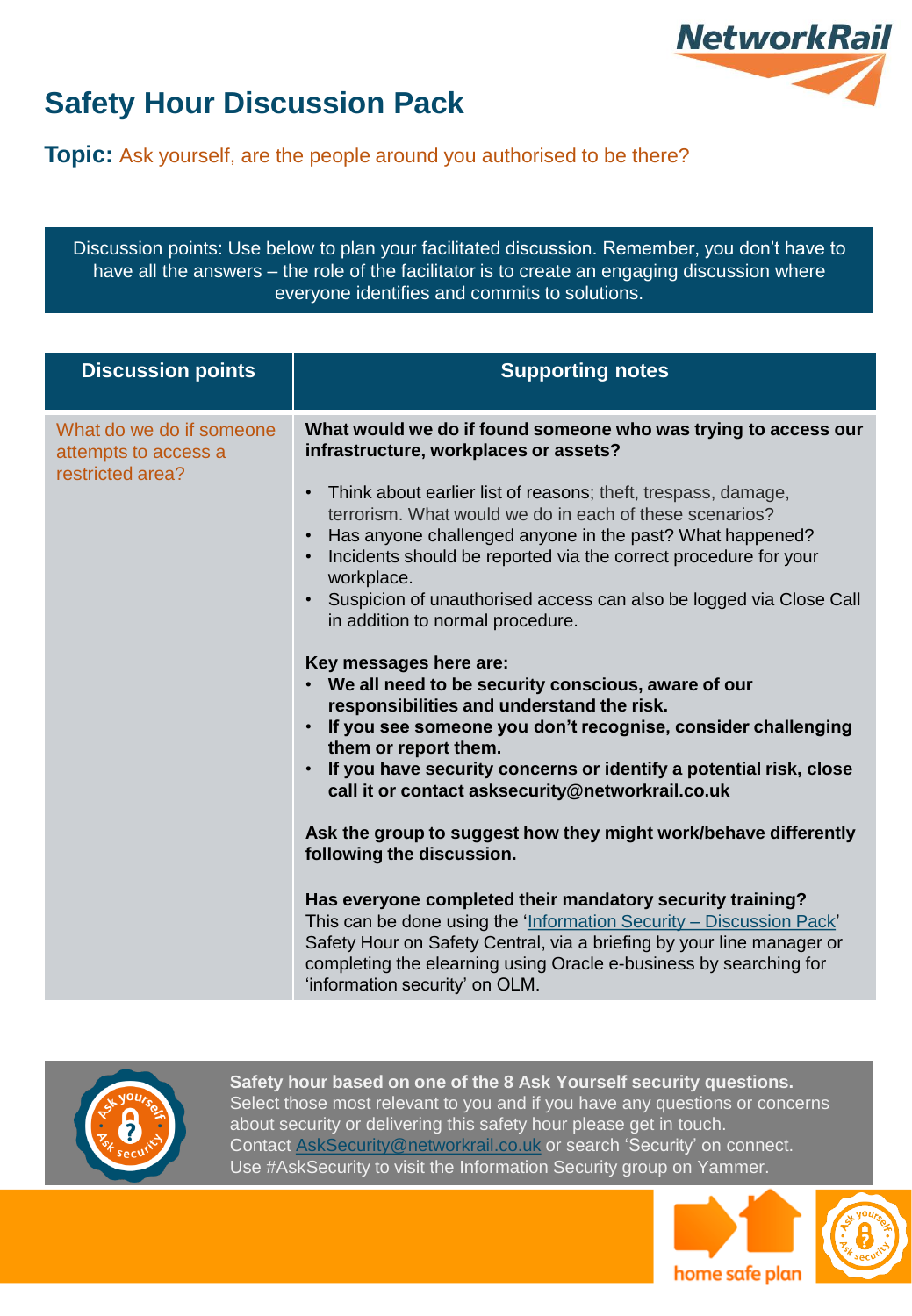# Safety Hour Discussion Pack

**Topic:** Ask yourself, are the people around you authorised to be there?

Discussion points: Use below to plan your facilitated discussion. Remember, you don't have to have all the answers – the role of the facilitator is to create an engaging discussion where everyone identifies and commits to solutions.

| Discussion points | Supporting notes |
| --- | --- |
| What do we do if someone attempts to access a restricted area? | **What would we do if found someone who was trying to access our infrastructure, workplaces or assets?**<br><br>• Think about earlier list of reasons; theft, trespass, damage, terrorism. What would we do in each of these scenarios?<br>• Has anyone challenged anyone in the past? What happened?<br>• Incidents should be reported via the correct procedure for your workplace.<br>• Suspicion of unauthorised access can also be logged via Close Call in addition to normal procedure.<br><br>**Key messages here are:**<br>• **We all need to be security conscious, aware of our responsibilities and understand the risk.**<br>• **If you see someone you don't recognise, consider challenging them or report them.**<br>• **If you have security concerns or identify a potential risk, close call it or contact asksecurity@networkrail.co.uk**<br><br>**Ask the group to suggest how they might work/behave differently following the discussion.**<br><br>**Has everyone completed their mandatory security training?**<br>This can be done using the 'Information Security – Discussion Pack' Safety Hour on Safety Central, via a briefing by your line manager or completing the elearning using Oracle e-business by searching for 'information security' on OLM. |

**Safety hour based on one of the 8 Ask Yourself security questions.**
Select those most relevant to you and if you have any questions or concerns about security or delivering this safety hour please get in touch.
Contact AskSecurity@networkrail.co.uk or search 'Security' on connect.
Use #AskSecurity to visit the Information Security group on Yammer.